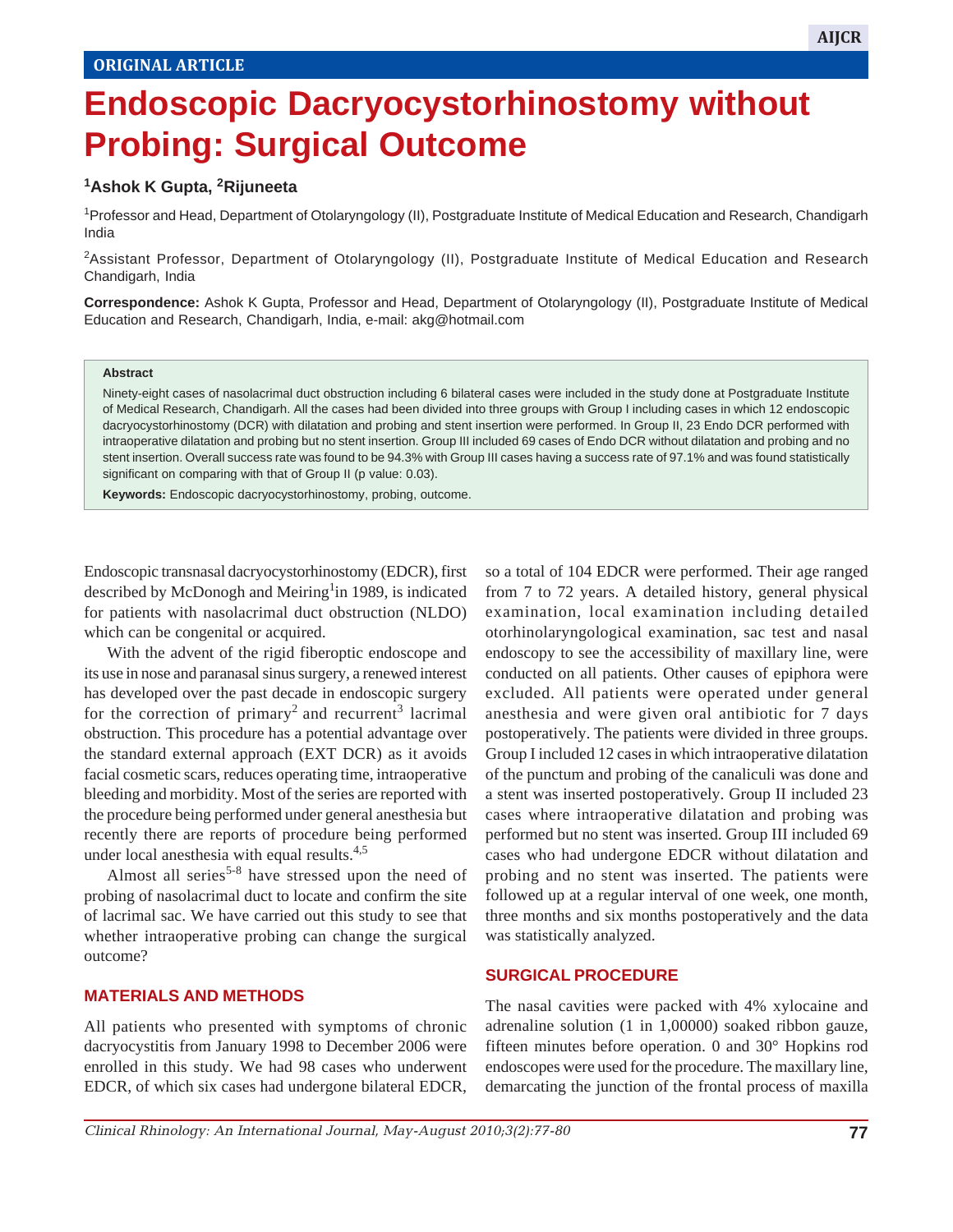ORIGINAL ARTICLE

# Endoscopic Dacryocystorhinostomy without Probing: Surgical Outcome

**[1]Ashok K Gupta, [2]Rijuneeta**

[1]Professor and Head, Department of Otolaryngology (II), Postgraduate Institute of Medical Education and Research, Chandigarh India

[2]Assistant Professor, Department of Otolaryngology (II), Postgraduate Institute of Medical Education and Research Chandigarh, India

**Correspondence:** Ashok K Gupta, Professor and Head, Department of Otolaryngology (II), Postgraduate Institute of Medical Education and Research, Chandigarh, India, e-mail: akg@hotmail.com

**Abstract**

Ninety-eight cases of nasolacrimal duct obstruction including 6 bilateral cases were included in the study done at Postgraduate Institute of Medical Research, Chandigarh. All the cases had been divided into three groups with Group I including cases in which 12 endoscopic dacryocystorhinostomy (DCR) with dilatation and probing and stent insertion were performed. In Group II, 23 Endo DCR performed with intraoperative dilatation and probing but no stent insertion. Group III included 69 cases of Endo DCR without dilatation and probing and no stent insertion. Overall success rate was found to be 94.3% with Group III cases having a success rate of 97.1% and was found statistically significant on comparing with that of Group II (p value: 0.03).

**Keywords:** Endoscopic dacryocystorhinostomy, probing, outcome.

Endoscopic transnasal dacryocystorhinostomy (EDCR), first described by McDonogh and Meiring[1] in 1989, is indicated for patients with nasolacrimal duct obstruction (NLDO) which can be congenital or acquired.

With the advent of the rigid fiberoptic endoscope and its use in nose and paranasal sinus surgery, a renewed interest has developed over the past decade in endoscopic surgery for the correction of primary[2] and recurrent[3] lacrimal obstruction. This procedure has a potential advantage over the standard external approach (EXT DCR) as it avoids facial cosmetic scars, reduces operating time, intraoperative bleeding and morbidity. Most of the series are reported with the procedure being performed under general anesthesia but recently there are reports of procedure being performed under local anesthesia with equal results.[4,5]

Almost all series[5-8] have stressed upon the need of probing of nasolacrimal duct to locate and confirm the site of lacrimal sac. We have carried out this study to see that whether intraoperative probing can change the surgical outcome?

## MATERIALS AND METHODS

All patients who presented with symptoms of chronic dacryocystitis from January 1998 to December 2006 were enrolled in this study. We had 98 cases who underwent EDCR, of which six cases had undergone bilateral EDCR, so a total of 104 EDCR were performed. Their age ranged from 7 to 72 years. A detailed history, general physical examination, local examination including detailed otorhinolaryngological examination, sac test and nasal endoscopy to see the accessibility of maxillary line, were conducted on all patients. Other causes of epiphora were excluded. All patients were operated under general anesthesia and were given oral antibiotic for 7 days postoperatively. The patients were divided in three groups. Group I included 12 cases in which intraoperative dilatation of the punctum and probing of the canaliculi was done and a stent was inserted postoperatively. Group II included 23 cases where intraoperative dilatation and probing was performed but no stent was inserted. Group III included 69 cases who had undergone EDCR without dilatation and probing and no stent was inserted. The patients were followed up at a regular interval of one week, one month, three months and six months postoperatively and the data was statistically analyzed.

## SURGICAL PROCEDURE

The nasal cavities were packed with 4% xylocaine and adrenaline solution (1 in 1,00000) soaked ribbon gauze, fifteen minutes before operation. 0 and 30° Hopkins rod endoscopes were used for the procedure. The maxillary line, demarcating the junction of the frontal process of maxilla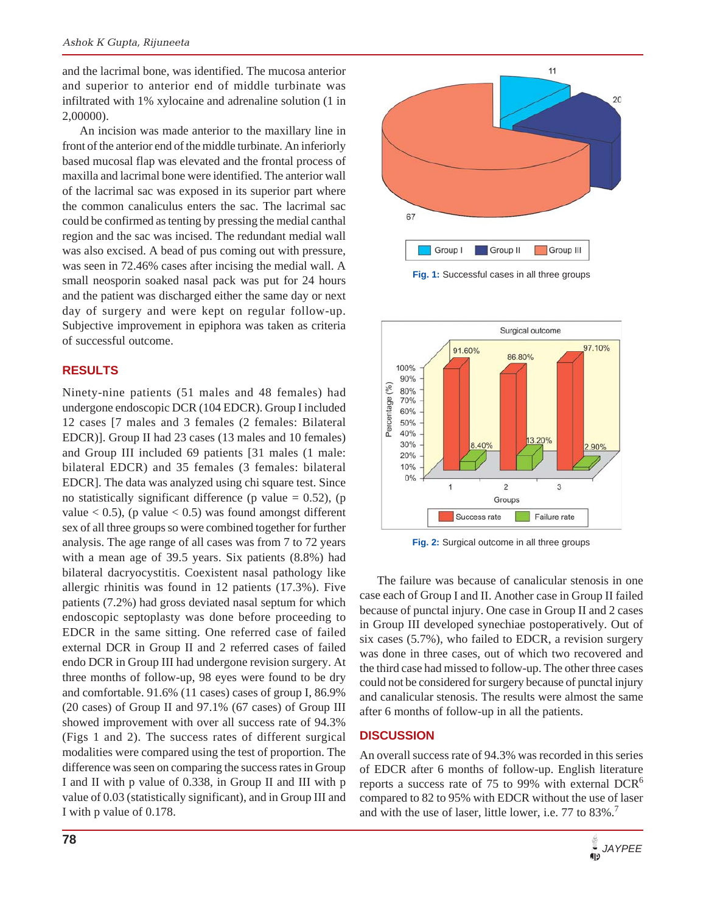and the lacrimal bone, was identified. The mucosa anterior and superior to anterior end of middle turbinate was infiltrated with 1% xylocaine and adrenaline solution (1 in 2,00000).

An incision was made anterior to the maxillary line in front of the anterior end of the middle turbinate. An inferiorly based mucosal flap was elevated and the frontal process of maxilla and lacrimal bone were identified. The anterior wall of the lacrimal sac was exposed in its superior part where the common canaliculus enters the sac. The lacrimal sac could be confirmed as tenting by pressing the medial canthal region and the sac was incised. The redundant medial wall was also excised. A bead of pus coming out with pressure, was seen in 72.46% cases after incising the medial wall. A small neosporin soaked nasal pack was put for 24 hours and the patient was discharged either the same day or next day of surgery and were kept on regular follow-up. Subjective improvement in epiphora was taken as criteria of successful outcome.

## RESULTS

Ninety-nine patients (51 males and 48 females) had undergone endoscopic DCR (104 EDCR). Group I included 12 cases [7 males and 3 females (2 females: Bilateral EDCR)]. Group II had 23 cases (13 males and 10 females) and Group III included 69 patients [31 males (1 male: bilateral EDCR) and 35 females (3 females: bilateral EDCR]. The data was analyzed using chi square test. Since no statistically significant difference (p value = 0.52), (p value < 0.5), (p value < 0.5) was found amongst different sex of all three groups so were combined together for further analysis. The age range of all cases was from 7 to 72 years with a mean age of 39.5 years. Six patients (8.8%) had bilateral dacryocystitis. Coexistent nasal pathology like allergic rhinitis was found in 12 patients (17.3%). Five patients (7.2%) had gross deviated nasal septum for which endoscopic septoplasty was done before proceeding to EDCR in the same sitting. One referred case of failed external DCR in Group II and 2 referred cases of failed endo DCR in Group III had undergone revision surgery. At three months of follow-up, 98 eyes were found to be dry and comfortable. 91.6% (11 cases) cases of group I, 86.9% (20 cases) of Group II and 97.1% (67 cases) of Group III showed improvement with over all success rate of 94.3% (Figs 1 and 2). The success rates of different surgical modalities were compared using the test of proportion. The difference was seen on comparing the success rates in Group I and II with p value of 0.338, in Group II and III with p value of 0.03 (statistically significant), and in Group III and I with p value of 0.178.

**Fig. 1:** Successful cases in all three groups

**Fig. 2:** Surgical outcome in all three groups

The failure was because of canalicular stenosis in one case each of Group I and II. Another case in Group II failed because of punctal injury. One case in Group II and 2 cases in Group III developed synechiae postoperatively. Out of six cases (5.7%), who failed to EDCR, a revision surgery was done in three cases, out of which two recovered and the third case had missed to follow-up. The other three cases could not be considered for surgery because of punctal injury and canalicular stenosis. The results were almost the same after 6 months of follow-up in all the patients.

## DISCUSSION

An overall success rate of 94.3% was recorded in this series of EDCR after 6 months of follow-up. English literature reports a success rate of 75 to 99% with external DCR[6] compared to 82 to 95% with EDCR without the use of laser and with the use of laser, little lower, i.e. 77 to 83%.[7]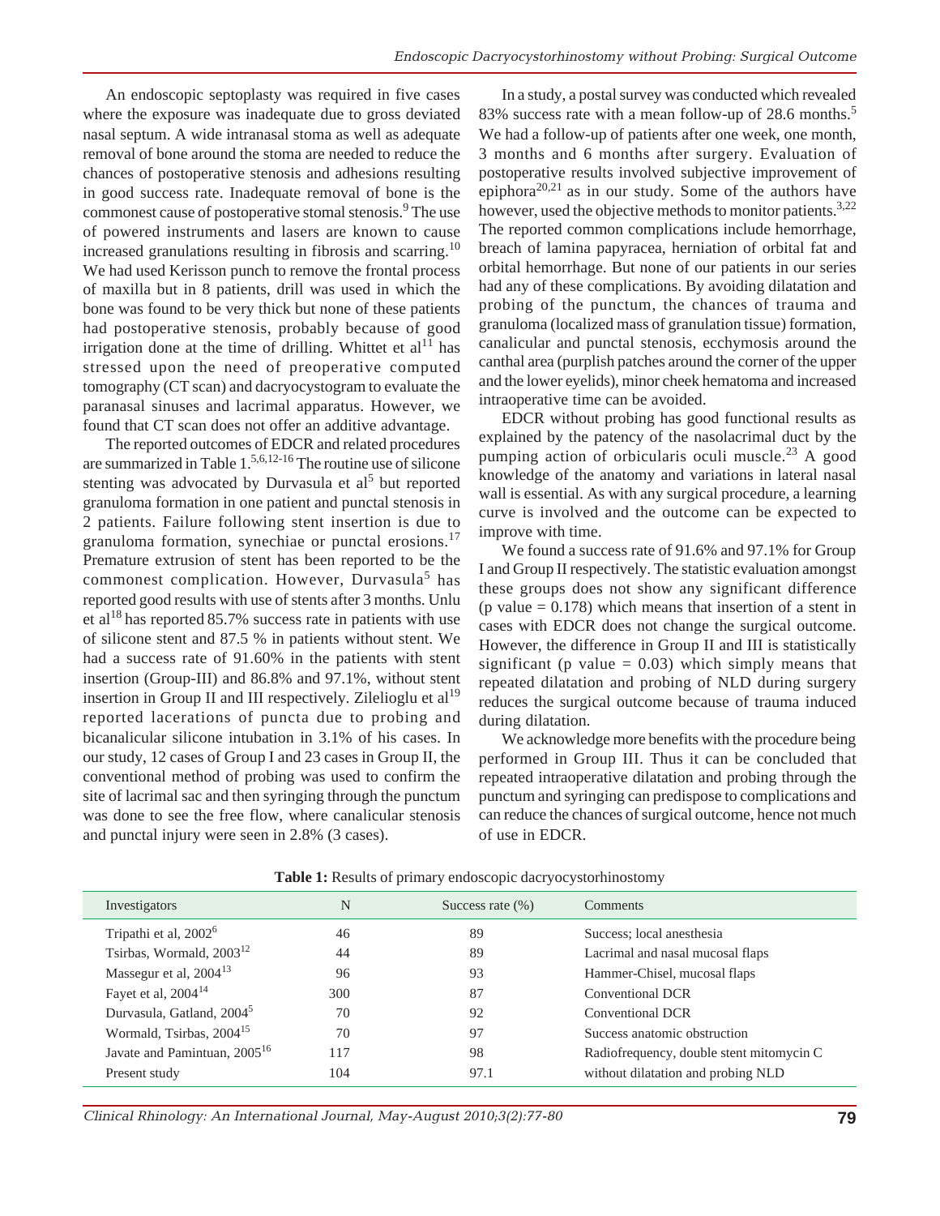An endoscopic septoplasty was required in five cases where the exposure was inadequate due to gross deviated nasal septum. A wide intranasal stoma as well as adequate removal of bone around the stoma are needed to reduce the chances of postoperative stenosis and adhesions resulting in good success rate. Inadequate removal of bone is the commonest cause of postoperative stomal stenosis.[9] The use of powered instruments and lasers are known to cause increased granulations resulting in fibrosis and scarring.[10] We had used Kerisson punch to remove the frontal process of maxilla but in 8 patients, drill was used in which the bone was found to be very thick but none of these patients had postoperative stenosis, probably because of good irrigation done at the time of drilling. Whittet et al[11] has stressed upon the need of preoperative computed tomography (CT scan) and dacryocystogram to evaluate the paranasal sinuses and lacrimal apparatus. However, we found that CT scan does not offer an additive advantage.

The reported outcomes of EDCR and related procedures are summarized in Table 1.[5,6,12-16] The routine use of silicone stenting was advocated by Durvasula et al[5] but reported granuloma formation in one patient and punctal stenosis in 2 patients. Failure following stent insertion is due to granuloma formation, synechiae or punctal erosions.[17] Premature extrusion of stent has been reported to be the commonest complication. However, Durvasula[5] has reported good results with use of stents after 3 months. Unlu et al[18] has reported 85.7% success rate in patients with use of silicone stent and 87.5 % in patients without stent. We had a success rate of 91.60% in the patients with stent insertion (Group-III) and 86.8% and 97.1%, without stent insertion in Group II and III respectively. Zilelioglu et al[19] reported lacerations of puncta due to probing and bicanalicular silicone intubation in 3.1% of his cases. In our study, 12 cases of Group I and 23 cases in Group II, the conventional method of probing was used to confirm the site of lacrimal sac and then syringing through the punctum was done to see the free flow, where canalicular stenosis and punctal injury were seen in 2.8% (3 cases).

In a study, a postal survey was conducted which revealed 83% success rate with a mean follow-up of 28.6 months.[5] We had a follow-up of patients after one week, one month, 3 months and 6 months after surgery. Evaluation of postoperative results involved subjective improvement of epiphora[20,21] as in our study. Some of the authors have however, used the objective methods to monitor patients.[3,22] The reported common complications include hemorrhage, breach of lamina papyracea, herniation of orbital fat and orbital hemorrhage. But none of our patients in our series had any of these complications. By avoiding dilatation and probing of the punctum, the chances of trauma and granuloma (localized mass of granulation tissue) formation, canalicular and punctal stenosis, ecchymosis around the canthal area (purplish patches around the corner of the upper and the lower eyelids), minor cheek hematoma and increased intraoperative time can be avoided.

EDCR without probing has good functional results as explained by the patency of the nasolacrimal duct by the pumping action of orbicularis oculi muscle.[23] A good knowledge of the anatomy and variations in lateral nasal wall is essential. As with any surgical procedure, a learning curve is involved and the outcome can be expected to improve with time.

We found a success rate of 91.6% and 97.1% for Group I and Group II respectively. The statistic evaluation amongst these groups does not show any significant difference ($p$ value = 0.178) which means that insertion of a stent in cases with EDCR does not change the surgical outcome. However, the difference in Group II and III is statistically significant ($p$ value = 0.03) which simply means that repeated dilatation and probing of NLD during surgery reduces the surgical outcome because of trauma induced during dilatation.

We acknowledge more benefits with the procedure being performed in Group III. Thus it can be concluded that repeated intraoperative dilatation and probing through the punctum and syringing can predispose to complications and can reduce the chances of surgical outcome, hence not much of use in EDCR.

**Table 1:** Results of primary endoscopic dacryocystorhinostomy

| Investigators | N | Success rate (%) | Comments |
|---|---|---|---|
| Tripathi et al, 2002[6] | 46 | 89 | Success; local anesthesia |
| Tsirbas, Wormald, 2003[12] | 44 | 89 | Lacrimal and nasal mucosal flaps |
| Massegur et al, 2004[13] | 96 | 93 | Hammer-Chisel, mucosal flaps |
| Fayet et al, 2004[14] | 300 | 87 | Conventional DCR |
| Durvasula, Gatland, 2004[5] | 70 | 92 | Conventional DCR |
| Wormald, Tsirbas, 2004[15] | 70 | 97 | Success anatomic obstruction |
| Javate and Pamintuan, 2005[16] | 117 | 98 | Radiofrequency, double stent mitomycin C |
| Present study | 104 | 97.1 | without dilatation and probing NLD |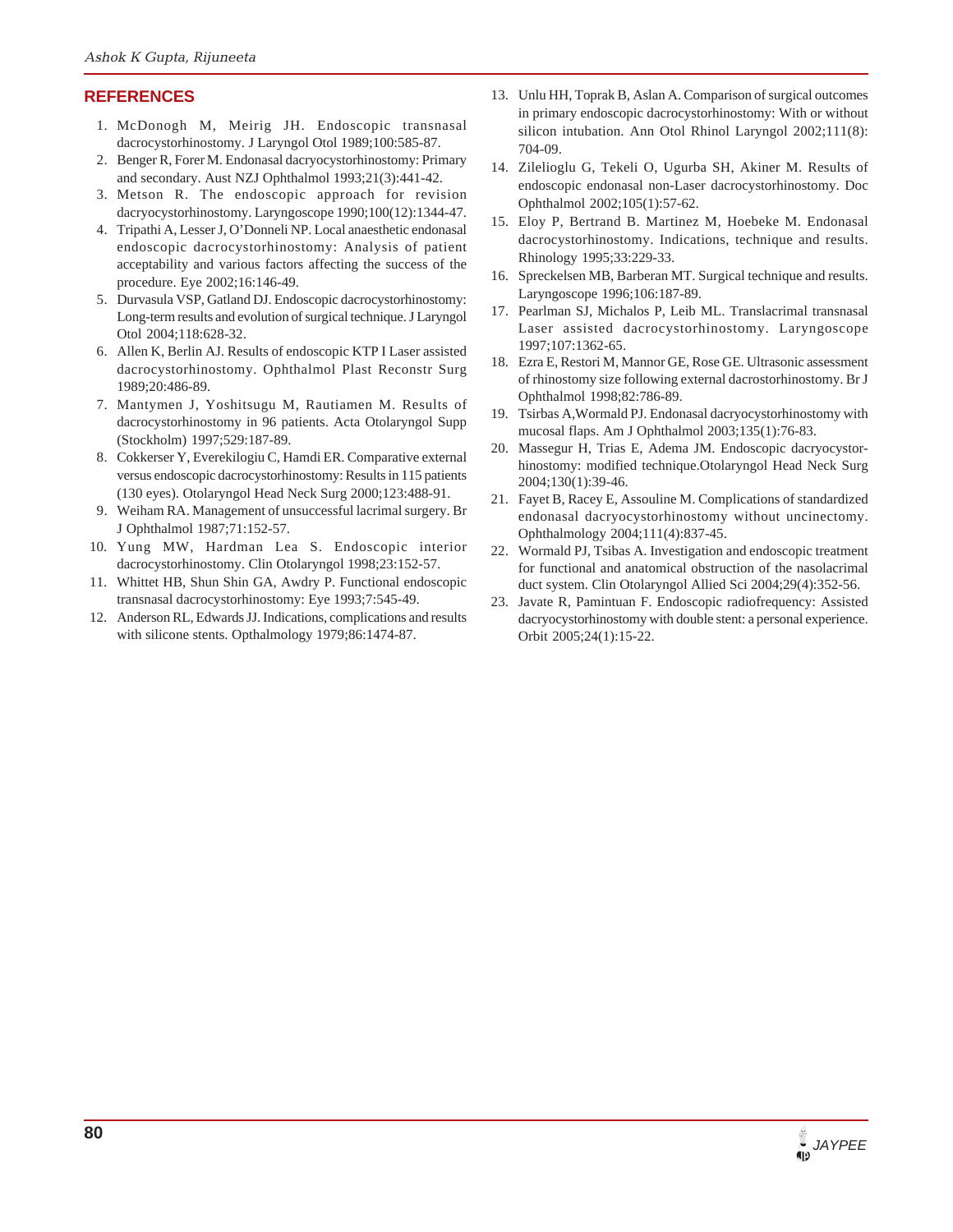## REFERENCES

1. McDonogh M, Meirig JH. Endoscopic transnasal dacrocystorhinostomy. J Laryngol Otol 1989;100:585-87.
2. Benger R, Forer M. Endonasal dacryocystorhinostomy: Primary and secondary. Aust NZJ Ophthalmol 1993;21(3):441-42.
3. Metson R. The endoscopic approach for revision dacryocystorhinostomy. Laryngoscope 1990;100(12):1344-47.
4. Tripathi A, Lesser J, O'Donneli NP. Local anaesthetic endonasal endoscopic dacrocystorhinostomy: Analysis of patient acceptability and various factors affecting the success of the procedure. Eye 2002;16:146-49.
5. Durvasula VSP, Gatland DJ. Endoscopic dacrocystorhinostomy: Long-term results and evolution of surgical technique. J Laryngol Otol 2004;118:628-32.
6. Allen K, Berlin AJ. Results of endoscopic KTP I Laser assisted dacrocystorhinostomy. Ophthalmol Plast Reconstr Surg 1989;20:486-89.
7. Mantymen J, Yoshitsugu M, Rautiamen M. Results of dacrocystorhinostomy in 96 patients. Acta Otolaryngol Supp (Stockholm) 1997;529:187-89.
8. Cokkerser Y, Everekilogiu C, Hamdi ER. Comparative external versus endoscopic dacrocystorhinostomy: Results in 115 patients (130 eyes). Otolaryngol Head Neck Surg 2000;123:488-91.
9. Weiham RA. Management of unsuccessful lacrimal surgery. Br J Ophthalmol 1987;71:152-57.
10. Yung MW, Hardman Lea S. Endoscopic interior dacrocystorhinostomy. Clin Otolaryngol 1998;23:152-57.
11. Whittet HB, Shun Shin GA, Awdry P. Functional endoscopic transnasal dacrocystorhinostomy: Eye 1993;7:545-49.
12. Anderson RL, Edwards JJ. Indications, complications and results with silicone stents. Opthalmology 1979;86:1474-87.
13. Unlu HH, Toprak B, Aslan A. Comparison of surgical outcomes in primary endoscopic dacrocystorhinostomy: With or without silicon intubation. Ann Otol Rhinol Laryngol 2002;111(8): 704-09.
14. Zilelioglu G, Tekeli O, Ugurba SH, Akiner M. Results of endoscopic endonasal non-Laser dacrocystorhinostomy. Doc Ophthalmol 2002;105(1):57-62.
15. Eloy P, Bertrand B. Martinez M, Hoebeke M. Endonasal dacrocystorhinostomy. Indications, technique and results. Rhinology 1995;33:229-33.
16. Spreckelsen MB, Barberan MT. Surgical technique and results. Laryngoscope 1996;106:187-89.
17. Pearlman SJ, Michalos P, Leib ML. Translacrimal transnasal Laser assisted dacrocystorhinostomy. Laryngoscope 1997;107:1362-65.
18. Ezra E, Restori M, Mannor GE, Rose GE. Ultrasonic assessment of rhinostomy size following external dacrostorhinostomy. Br J Ophthalmol 1998;82:786-89.
19. Tsirbas A,Wormald PJ. Endonasal dacryocystorhinostomy with mucosal flaps. Am J Ophthalmol 2003;135(1):76-83.
20. Massegur H, Trias E, Adema JM. Endoscopic dacryocystorhinostomy: modified technique.Otolaryngol Head Neck Surg 2004;130(1):39-46.
21. Fayet B, Racey E, Assouline M. Complications of standardized endonasal dacryocystorhinostomy without uncinectomy. Ophthalmology 2004;111(4):837-45.
22. Wormald PJ, Tsibas A. Investigation and endoscopic treatment for functional and anatomical obstruction of the nasolacrimal duct system. Clin Otolaryngol Allied Sci 2004;29(4):352-56.
23. Javate R, Pamintuan F. Endoscopic radiofrequency: Assisted dacryocystorhinostomy with double stent: a personal experience. Orbit 2005;24(1):15-22.